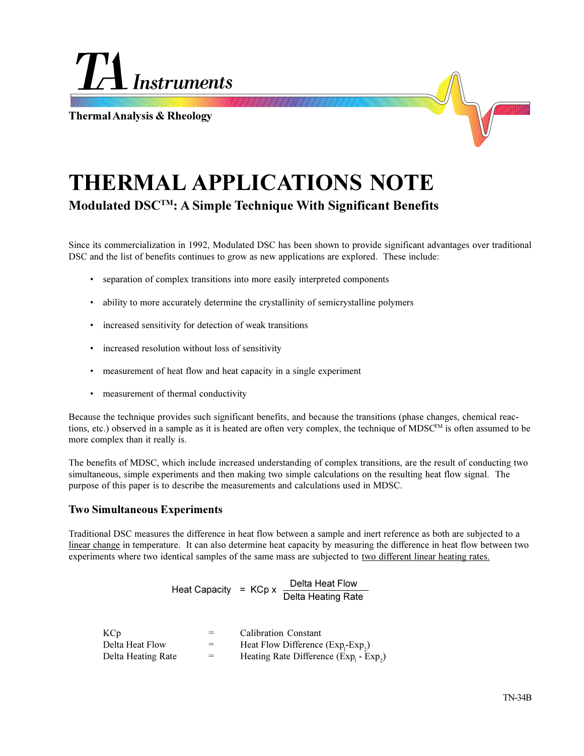TA Instruments

Thermal Analysis & Rheology

# THERMAL APPLICATIONS NOTE

## Modulated DSC™: A Simple Technique With Significant Benefits

Since its commercialization in 1992, Modulated DSC has been shown to provide significant advantages over traditional DSC and the list of benefits continues to grow as new applications are explored. These include:

- separation of complex transitions into more easily interpreted components
- ability to more accurately determine the crystallinity of semicrystalline polymers
- increased sensitivity for detection of weak transitions
- increased resolution without loss of sensitivity
- measurement of heat flow and heat capacity in a single experiment
- measurement of thermal conductivity

Because the technique provides such significant benefits, and because the transitions (phase changes, chemical reactions, etc.) observed in a sample as it is heated are often very complex, the technique of MDSC™ is often assumed to be more complex than it really is.

The benefits of MDSC, which include increased understanding of complex transitions, are the result of conducting two simultaneous, simple experiments and then making two simple calculations on the resulting heat flow signal. The purpose of this paper is to describe the measurements and calculations used in MDSC.

### Two Simultaneous Experiments

Traditional DSC measures the difference in heat flow between a sample and inert reference as both are subjected to a linear change in temperature. It can also determine heat capacity by measuring the difference in heat flow between two experiments where two identical samples of the same mass are subjected to two different linear heating rates.

$$\text{Heat Capacity} = \text{KCp} \times \frac{\text{Delta Heat Flow}}{\text{Delta Heating Rate}}$$

| | | |
|---|---|---|
| KCp | = | Calibration Constant |
| Delta Heat Flow | = | Heat Flow Difference ($Exp_1$-$Exp_2$) |
| Delta Heating Rate | = | Heating Rate Difference ($Exp_1$ - $Exp_2$) |

TN-34B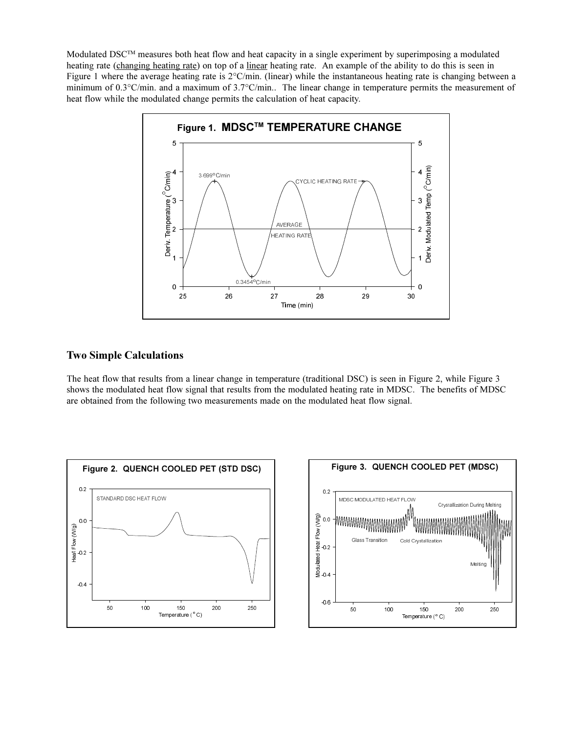Modulated DSC™ measures both heat flow and heat capacity in a single experiment by superimposing a modulated heating rate (changing heating rate) on top of a linear heating rate. An example of the ability to do this is seen in Figure 1 where the average heating rate is 2°C/min. (linear) while the instantaneous heating rate is changing between a minimum of 0.3°C/min. and a maximum of 3.7°C/min.. The linear change in temperature permits the measurement of heat flow while the modulated change permits the calculation of heat capacity.

Figure 1. MDSC™ TEMPERATURE CHANGE

## Two Simple Calculations

The heat flow that results from a linear change in temperature (traditional DSC) is seen in Figure 2, while Figure 3 shows the modulated heat flow signal that results from the modulated heating rate in MDSC. The benefits of MDSC are obtained from the following two measurements made on the modulated heat flow signal.

Figure 2. QUENCH COOLED PET (STD DSC)

Figure 3. QUENCH COOLED PET (MDSC)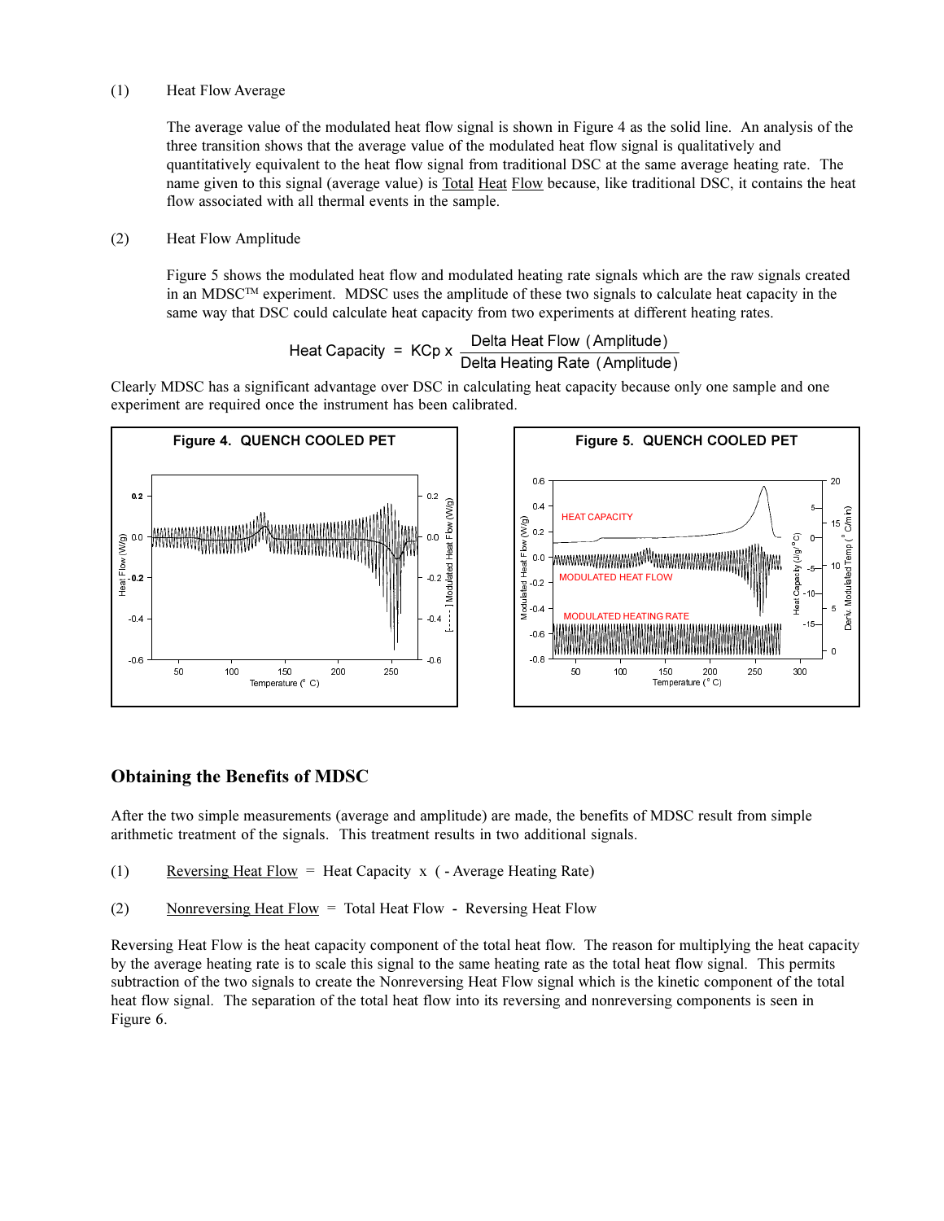(1) Heat Flow Average

The average value of the modulated heat flow signal is shown in Figure 4 as the solid line. An analysis of the three transition shows that the average value of the modulated heat flow signal is qualitatively and quantitatively equivalent to the heat flow signal from traditional DSC at the same average heating rate. The name given to this signal (average value) is Total Heat Flow because, like traditional DSC, it contains the heat flow associated with all thermal events in the sample.

(2) Heat Flow Amplitude

Figure 5 shows the modulated heat flow and modulated heating rate signals which are the raw signals created in an MDSC™ experiment. MDSC uses the amplitude of these two signals to calculate heat capacity in the same way that DSC could calculate heat capacity from two experiments at different heating rates.

$$\text{Heat Capacity} = \text{KCp} \times \frac{\text{Delta Heat Flow (Amplitude)}}{\text{Delta Heating Rate (Amplitude)}}$$

Clearly MDSC has a significant advantage over DSC in calculating heat capacity because only one sample and one experiment are required once the instrument has been calibrated.

**Figure 4. QUENCH COOLED PET**

**Figure 5. QUENCH COOLED PET**

## Obtaining the Benefits of MDSC

After the two simple measurements (average and amplitude) are made, the benefits of MDSC result from simple arithmetic treatment of the signals. This treatment results in two additional signals.

(1) Reversing Heat Flow = Heat Capacity x ( - Average Heating Rate)

(2) Nonreversing Heat Flow = Total Heat Flow - Reversing Heat Flow

Reversing Heat Flow is the heat capacity component of the total heat flow. The reason for multiplying the heat capacity by the average heating rate is to scale this signal to the same heating rate as the total heat flow signal. This permits subtraction of the two signals to create the Nonreversing Heat Flow signal which is the kinetic component of the total heat flow signal. The separation of the total heat flow into its reversing and nonreversing components is seen in Figure 6.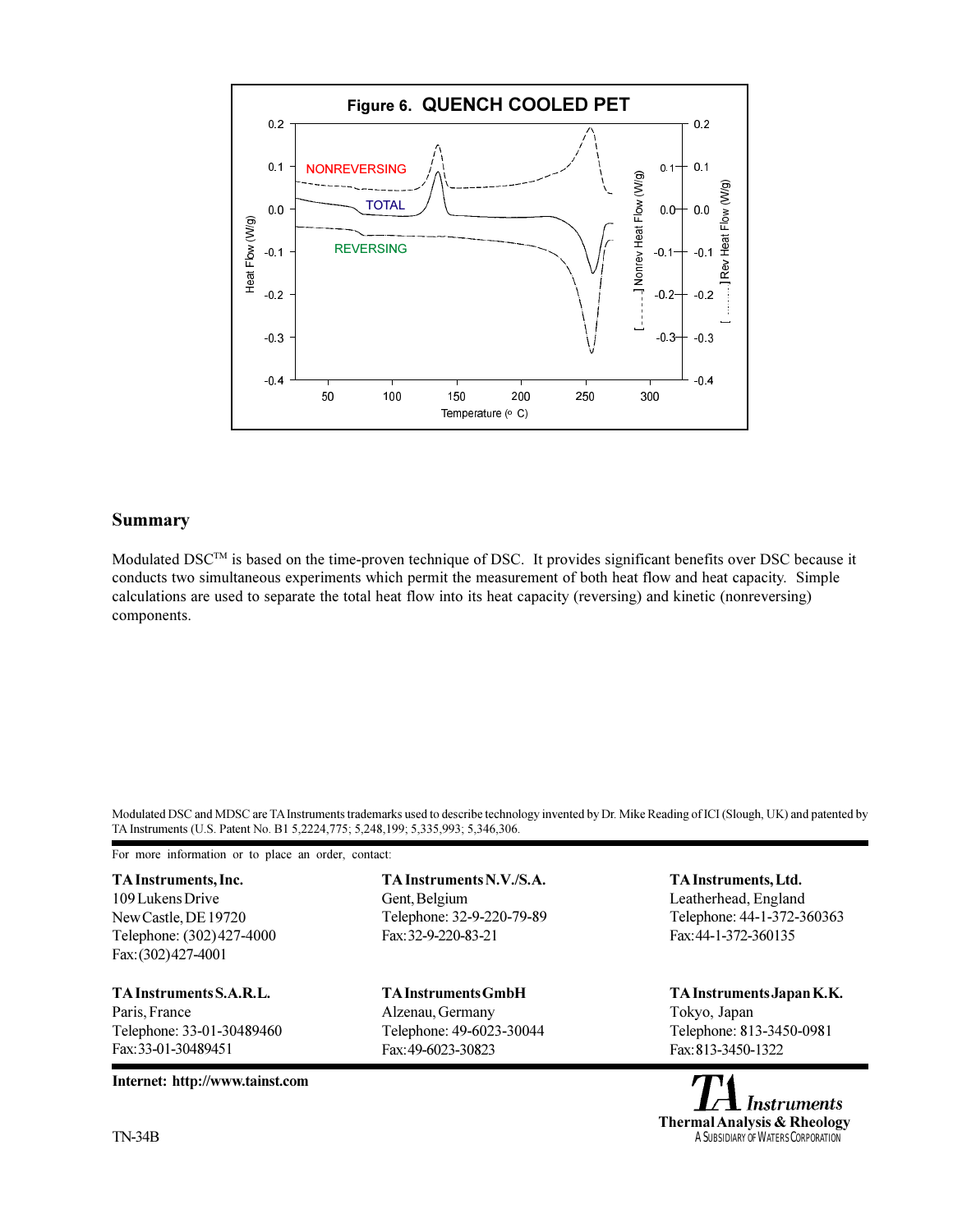Figure 6. QUENCH COOLED PET

NONREVERSING

TOTAL

REVERSING

Heat Flow (W/g)

0.2
0.1
0.0
-0.1
-0.2
-0.3
-0.4

50 100 150 200 250 300

Temperature (° C)

[ - - - - - - ] Nonrev Heat Flow (W/g)

0.1
0.0
-0.1
-0.2
-0.3

[ . . . . . . . ] Rev Heat Flow (W/g)

0.2
0.1
0.0
-0.1
-0.2
-0.3
-0.4

## Summary

Modulated DSC™ is based on the time-proven technique of DSC. It provides significant benefits over DSC because it conducts two simultaneous experiments which permit the measurement of both heat flow and heat capacity. Simple calculations are used to separate the total heat flow into its heat capacity (reversing) and kinetic (nonreversing) components.

Modulated DSC and MDSC are TA Instruments trademarks used to describe technology invented by Dr. Mike Reading of ICI (Slough, UK) and patented by TA Instruments (U.S. Patent No. B1 5,2224,775; 5,248,199; 5,335,993; 5,346,306.

For more information or to place an order, contact:

**TA Instruments, Inc.**
109 Lukens Drive
New Castle, DE 19720
Telephone: (302) 427-4000
Fax: (302) 427-4001

**TA Instruments N.V./S.A.**
Gent, Belgium
Telephone: 32-9-220-79-89
Fax: 32-9-220-83-21

**TA Instruments, Ltd.**
Leatherhead, England
Telephone: 44-1-372-360363
Fax: 44-1-372-360135

**TA Instruments S.A.R.L.**
Paris, France
Telephone: 33-01-30489460
Fax: 33-01-30489451

**TA Instruments GmbH**
Alzenau, Germany
Telephone: 49-6023-30044
Fax: 49-6023-30823

**TA Instruments Japan K.K.**
Tokyo, Japan
Telephone: 813-3450-0981
Fax: 813-3450-1322

**Internet: http://www.tainst.com**

TA Instruments
Thermal Analysis & Rheology
A Subsidiary of Waters Corporation

TN-34B